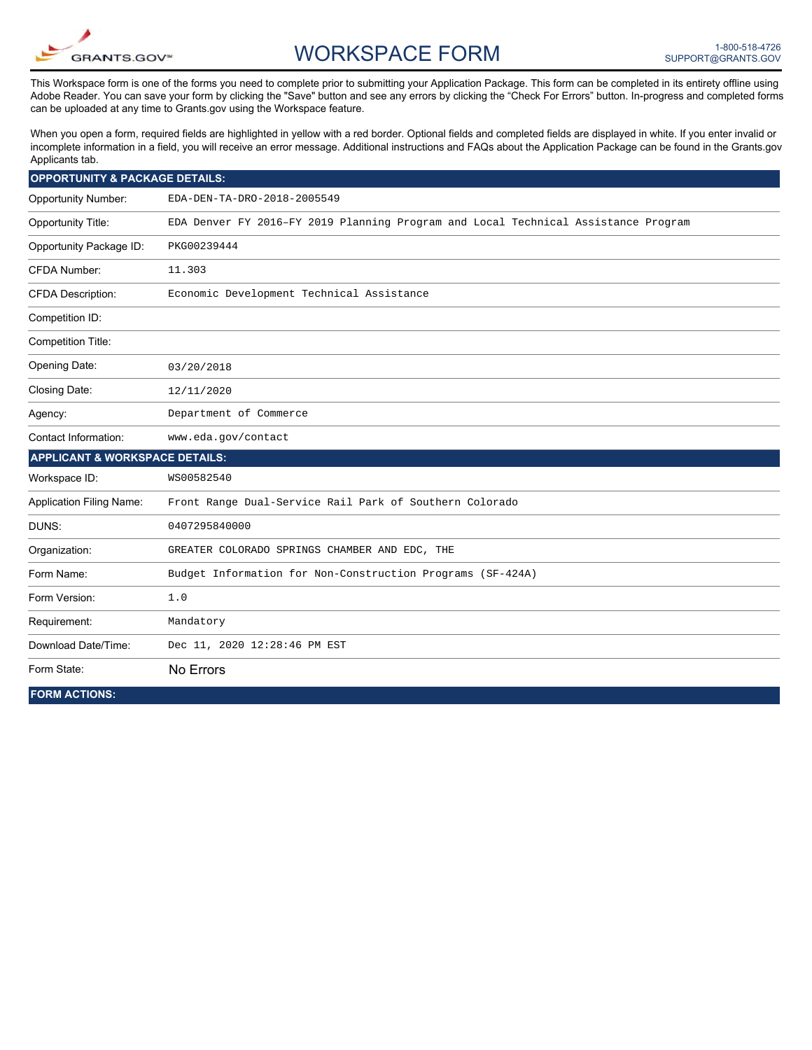GRANTS.GOV

# WORKSPACE FORM

1-800-518-4726
SUPPORT@GRANTS.GOV

This Workspace form is one of the forms you need to complete prior to submitting your Application Package. This form can be completed in its entirety offline using Adobe Reader. You can save your form by clicking the "Save" button and see any errors by clicking the "Check For Errors" button. In-progress and completed forms can be uploaded at any time to Grants.gov using the Workspace feature.

When you open a form, required fields are highlighted in yellow with a red border. Optional fields and completed fields are displayed in white. If you enter invalid or incomplete information in a field, you will receive an error message. Additional instructions and FAQs about the Application Package can be found in the Grants.gov Applicants tab.

## OPPORTUNITY & PACKAGE DETAILS:

| | |
|---|---|
| Opportunity Number: | EDA-DEN-TA-DRO-2018-2005549 |
| Opportunity Title: | EDA Denver FY 2016–FY 2019 Planning Program and Local Technical Assistance Program |
| Opportunity Package ID: | PKG00239444 |
| CFDA Number: | 11.303 |
| CFDA Description: | Economic Development Technical Assistance |
| Competition ID: | |
| Competition Title: | |
| Opening Date: | 03/20/2018 |
| Closing Date: | 12/11/2020 |
| Agency: | Department of Commerce |
| Contact Information: | www.eda.gov/contact |

## APPLICANT & WORKSPACE DETAILS:

| | |
|---|---|
| Workspace ID: | WS00582540 |
| Application Filing Name: | Front Range Dual-Service Rail Park of Southern Colorado |
| DUNS: | 0407295840000 |
| Organization: | GREATER COLORADO SPRINGS CHAMBER AND EDC, THE |
| Form Name: | Budget Information for Non-Construction Programs (SF-424A) |
| Form Version: | 1.0 |
| Requirement: | Mandatory |
| Download Date/Time: | Dec 11, 2020 12:28:46 PM EST |
| Form State: | No Errors |

## FORM ACTIONS: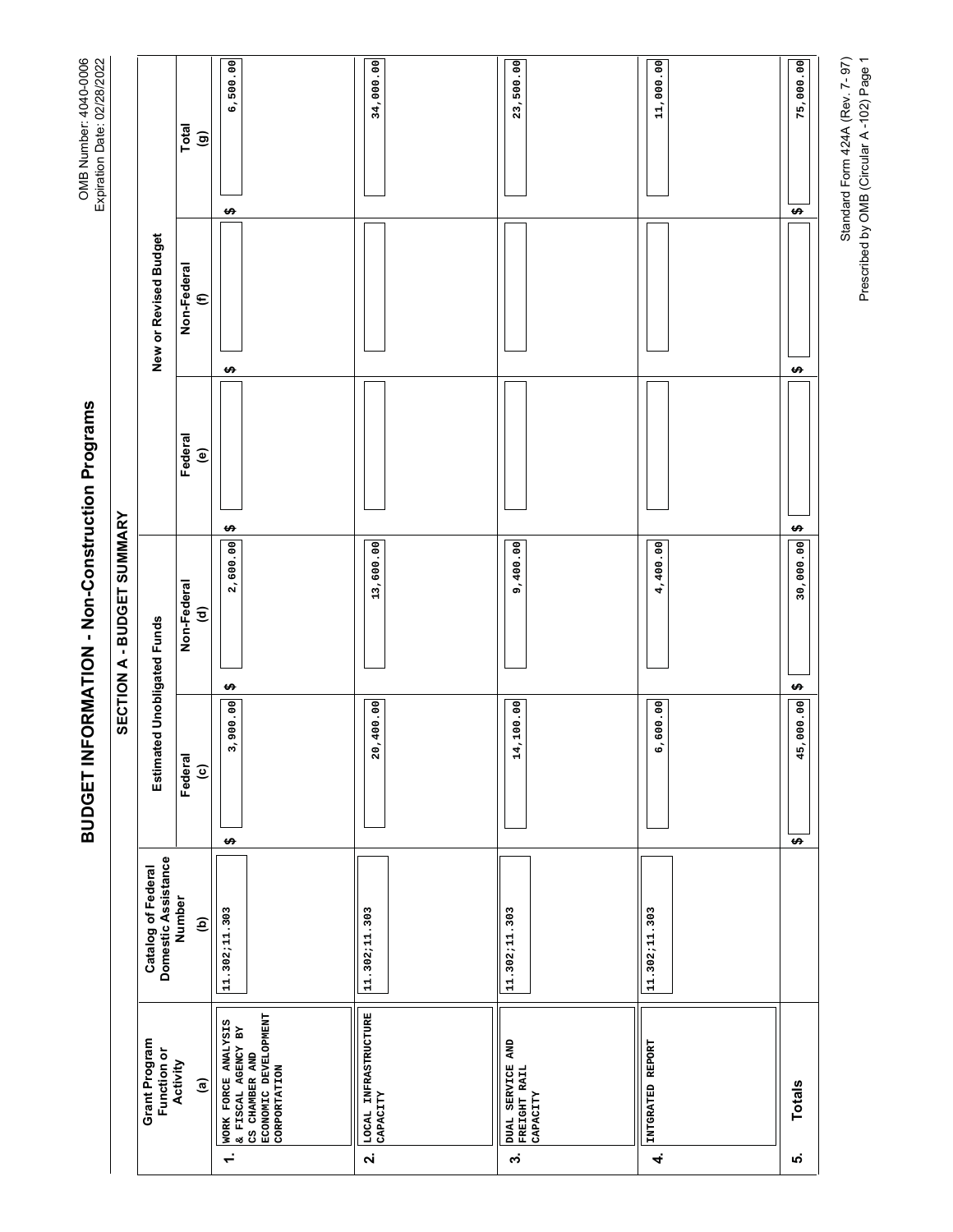OMB Number: 4040-0006
Expiration Date: 02/28/2022

# BUDGET INFORMATION - Non-Construction Programs

## SECTION A - BUDGET SUMMARY

| Grant Program Function or Activity (a) | Catalog of Federal Domestic Assistance Number (b) | Estimated Unobligated Funds | | New or Revised Budget | | |
|---|---|---|---|---|---|---|
| | | Federal (c) | Non-Federal (d) | Federal (e) | Non-Federal (f) | Total (g) |
| 1. WORK FORCE ANALYSIS & FISCAL AGENCY BY CS CHAMBER AND ECONOMIC DEVELOPMENT CORPORTATION | 11.302;11.303 | $ 3,900.00 | $ 2,600.00 | $ | $ | $ 6,500.00 |
| 2. LOCAL INFRASTRUCTURE CAPACITY | 11.302;11.303 | 20,400.00 | 13,600.00 | | | 34,000.00 |
| 3. DUAL SERVICE AND FREIGHT RAIL CAPACITY | 11.302;11.303 | 14,100.00 | 9,400.00 | | | 23,500.00 |
| 4. INTGRATED REPORT | 11.302;11.303 | 6,600.00 | 4,400.00 | | | 11,000.00 |
| 5. Totals | | $ 45,000.00 | $ 30,000.00 | $ | $ | $ 75,000.00 |

Standard Form 424A (Rev. 7- 97)
Prescribed by OMB (Circular A -102) Page 1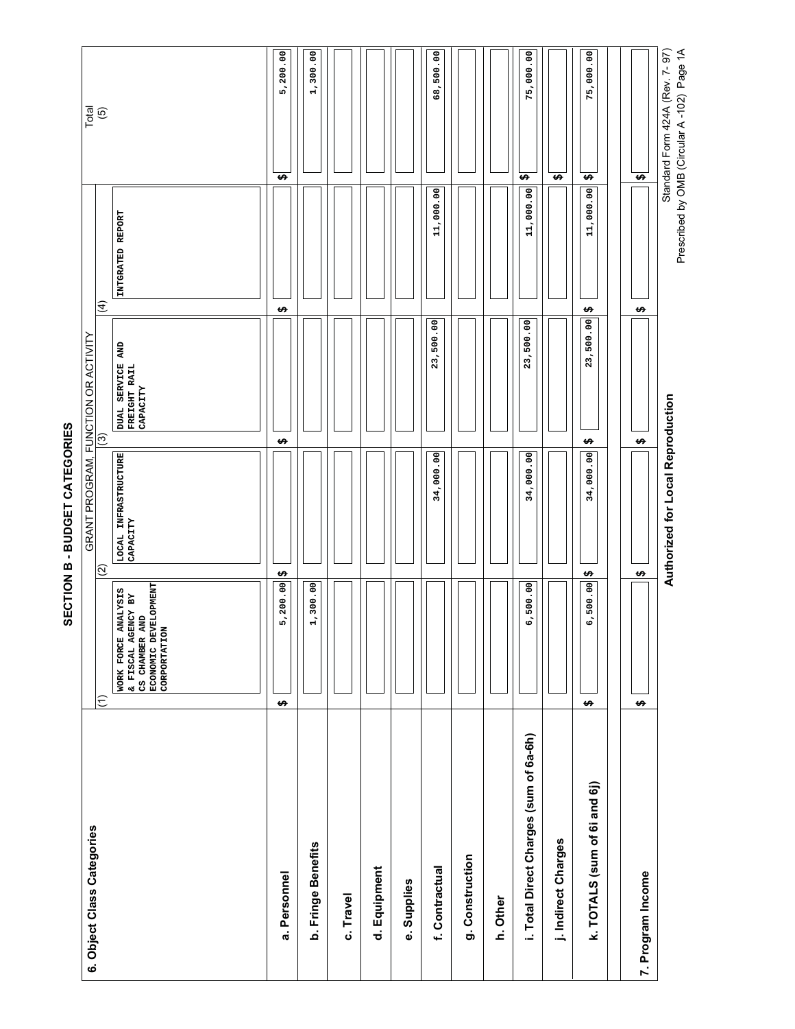## SECTION B - BUDGET CATEGORIES

| 6. Object Class Categories | GRANT PROGRAM, FUNCTION OR ACTIVITY | | | | Total (5) |
|---|---|---|---|---|---|
| | (1) WORK FORCE ANALYSIS & FISCAL AGENCY BY CS CHAMBER AND ECONOMIC DEVELOPMENT CORPORATION | (2) LOCAL INFRASTRUCTURE CAPACITY | (3) DUAL SERVICE AND FREIGHT RAIL CAPACITY | (4) INTGRATED REPORT | |
| a. Personnel | $ 5,200.00 | $ | $ | $ | $ 5,200.00 |
| b. Fringe Benefits | 1,300.00 | | | | 1,300.00 |
| c. Travel | | | | | |
| d. Equipment | | | | | |
| e. Supplies | | | | | |
| f. Contractual | | 34,000.00 | 23,500.00 | 11,000.00 | 68,500.00 |
| g. Construction | | | | | |
| h. Other | | | | | |
| i. Total Direct Charges (sum of 6a-6h) | 6,500.00 | 34,000.00 | 23,500.00 | 11,000.00 | $ 75,000.00 |
| j. Indirect Charges | | | | | $ |
| k. TOTALS (sum of 6i and 6j) | $ 6,500.00 | $ 34,000.00 | $ 23,500.00 | $ 11,000.00 | $ 75,000.00 |
| 7. Program Income | $ | $ | $ | $ | $ |

**Authorized for Local Reproduction**

Standard Form 424A (Rev. 7- 97)
Prescribed by OMB (Circular A -102) Page 1A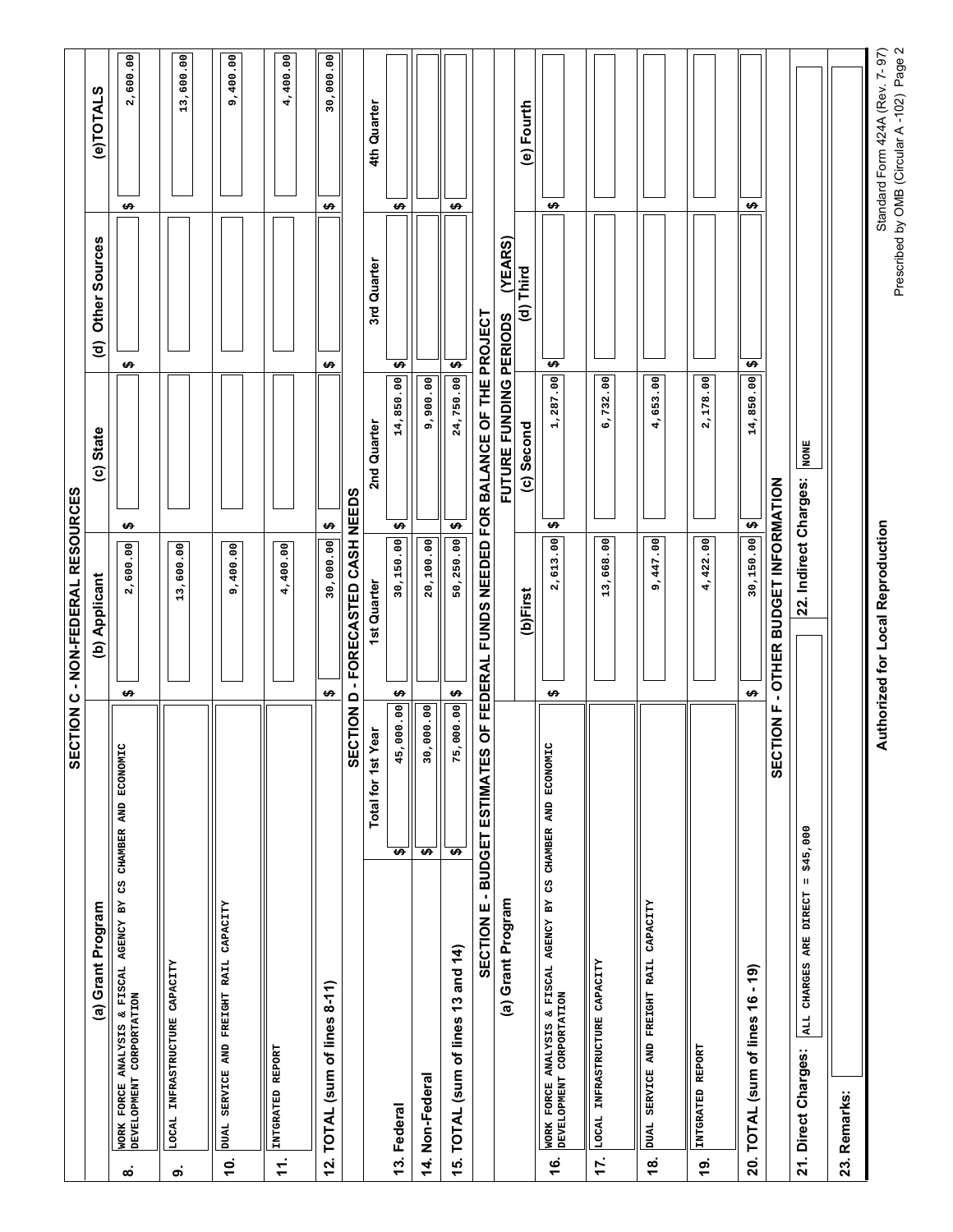## SECTION C - NON-FEDERAL RESOURCES

| | (a) Grant Program | (b) Applicant | (c) State | (d) Other Sources | (e)TOTALS |
|---|---|---|---|---|---|
| 8. | WORK FORCE ANALYSIS & FISCAL AGENCY BY CS CHAMBER AND ECONOMIC DEVELOPMENT CORPORATION | $ 2,600.00 | $ | $ | $ 2,600.00 |
| 9. | LOCAL INFRASTRUCTURE CAPACITY | 13,600.00 | | | 13,600.00 |
| 10. | DUAL SERVICE AND FREIGHT RAIL CAPACITY | 9,400.00 | | | 9,400.00 |
| 11. | INTGRATED REPORT | 4,400.00 | | | 4,400.00 |
| 12. | TOTAL (sum of lines 8-11) | $ 30,000.00 | $ | $ | $ 30,000.00 |

## SECTION D - FORECASTED CASH NEEDS

| | Total for 1st Year | 1st Quarter | 2nd Quarter | 3rd Quarter | 4th Quarter |
|---|---|---|---|---|---|
| 13. Federal | $ 45,000.00 | $ 30,150.00 | $ 14,850.00 | $ | $ |
| 14. Non-Federal | $ 30,000.00 | 20,100.00 | 9,900.00 | | |
| 15. TOTAL (sum of lines 13 and 14) | $ 75,000.00 | $ 50,250.00 | $ 24,750.00 | $ | $ |

## SECTION E - BUDGET ESTIMATES OF FEDERAL FUNDS NEEDED FOR BALANCE OF THE PROJECT

| | (a) Grant Program | FUTURE FUNDING PERIODS (YEARS) | | | |
|---|---|---|---|---|---|
| | | (b)First | (c) Second | (d) Third | (e) Fourth |
| 16. | WORK FORCE ANALYSIS & FISCAL AGENCY BY CS CHAMBER AND ECONOMIC DEVELOPMENT CORPORATION | $ 2,613.00 | $ 1,287.00 | $ | $ |
| 17. | LOCAL INFRASTRUCTURE CAPACITY | 13,668.00 | 6,732.00 | | |
| 18. | DUAL SERVICE AND FREIGHT RAIL CAPACITY | 9,447.00 | 4,653.00 | | |
| 19. | INTGRATED REPORT | 4,422.00 | 2,178.00 | | |
| 20. | TOTAL (sum of lines 16 - 19) | $ 30,150.00 | $ 14,850.00 | $ | $ |

## SECTION F - OTHER BUDGET INFORMATION

21. Direct Charges: ALL CHARGES ARE DIRECT = $45,000

22. Indirect Charges: NONE

23. Remarks:

Authorized for Local Reproduction

Standard Form 424A (Rev. 7- 97)
Prescribed by OMB (Circular A -102) Page 2